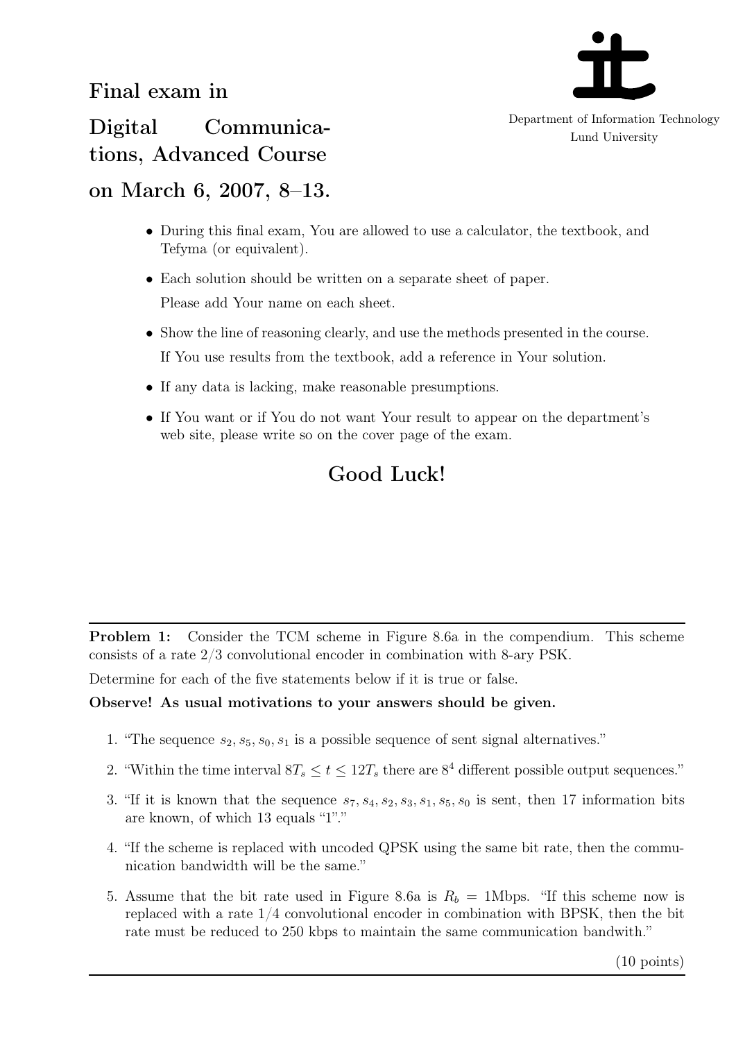# Final exam in Digital Communications, Advanced Course on March 6, 2007, 8–13.

Department of Information Technology
Lund University

- During this final exam, You are allowed to use a calculator, the textbook, and Tefyma (or equivalent).
- Each solution should be written on a separate sheet of paper.
  Please add Your name on each sheet.
- Show the line of reasoning clearly, and use the methods presented in the course.
  If You use results from the textbook, add a reference in Your solution.
- If any data is lacking, make reasonable presumptions.
- If You want or if You do not want Your result to appear on the department's web site, please write so on the cover page of the exam.

## Good Luck!

---

**Problem 1:** Consider the TCM scheme in Figure 8.6a in the compendium. This scheme consists of a rate 2/3 convolutional encoder in combination with 8-ary PSK.

Determine for each of the five statements below if it is true or false.

**Observe! As usual motivations to your answers should be given.**

1. "The sequence $s_2, s_5, s_0, s_1$ is a possible sequence of sent signal alternatives."
2. "Within the time interval $8T_s \leq t \leq 12T_s$ there are $8^4$ different possible output sequences."
3. "If it is known that the sequence $s_7, s_4, s_2, s_3, s_1, s_5, s_0$ is sent, then 17 information bits are known, of which 13 equals "1"."
4. "If the scheme is replaced with uncoded QPSK using the same bit rate, then the communication bandwidth will be the same."
5. Assume that the bit rate used in Figure 8.6a is $R_b = 1$Mbps. "If this scheme now is replaced with a rate 1/4 convolutional encoder in combination with BPSK, then the bit rate must be reduced to 250 kbps to maintain the same communication bandwith."

(10 points)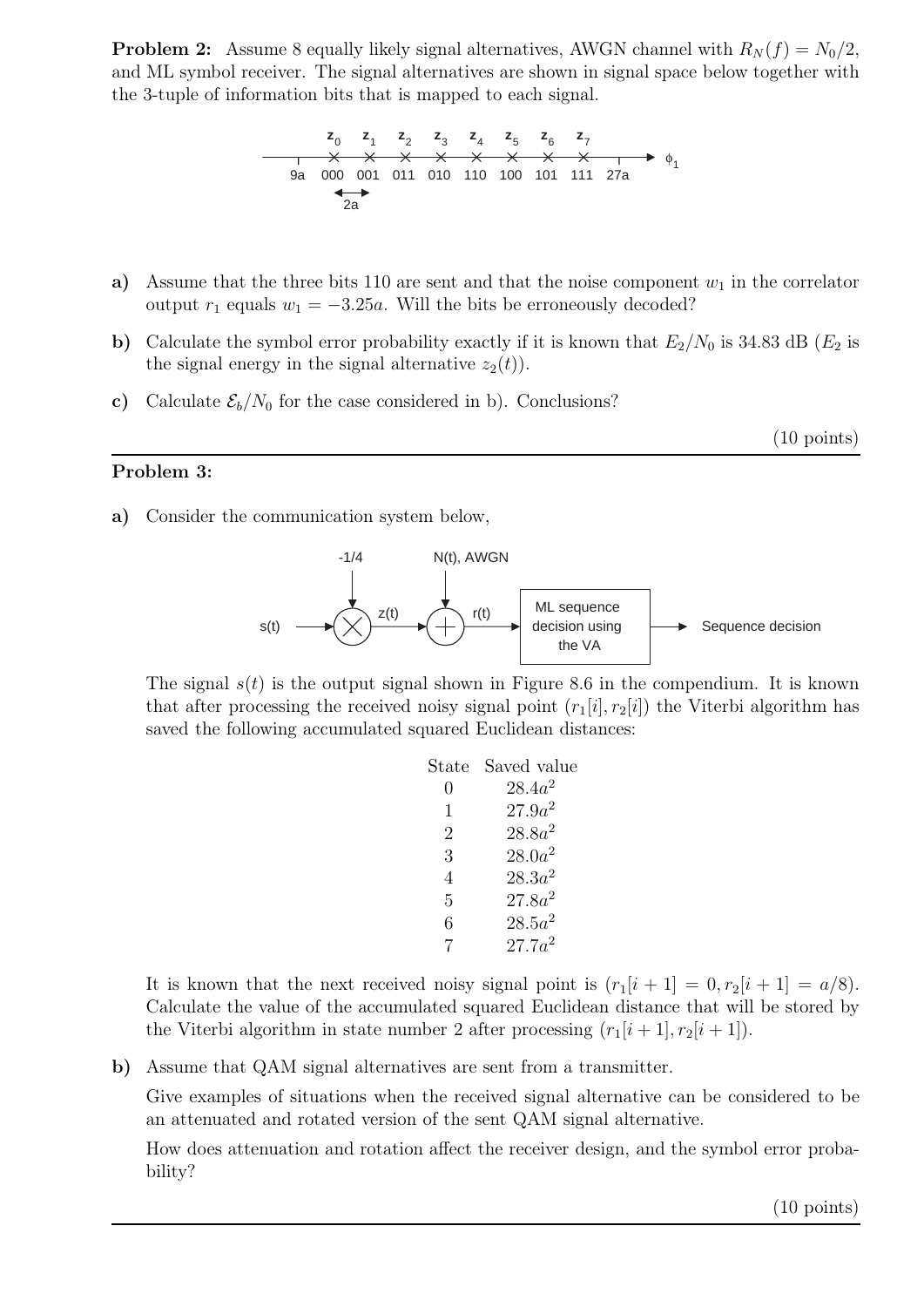**Problem 2:** Assume 8 equally likely signal alternatives, AWGN channel with $R_N(f) = N_0/2$, and ML symbol receiver. The signal alternatives are shown in signal space below together with the 3-tuple of information bits that is mapped to each signal.

$z_0$ $z_1$ $z_2$ $z_3$ $z_4$ $z_5$ $z_6$ $z_7$

9a 000 001 011 010 110 100 101 111 27a → $\phi_1$

2a

**a)** Assume that the three bits 110 are sent and that the noise component $w_1$ in the correlator output $r_1$ equals $w_1 = -3.25a$. Will the bits be erroneously decoded?

**b)** Calculate the symbol error probability exactly if it is known that $E_2/N_0$ is 34.83 dB ($E_2$ is the signal energy in the signal alternative $z_2(t)$).

**c)** Calculate $\mathcal{E}_b/N_0$ for the case considered in b). Conclusions?

(10 points)

---

**Problem 3:**

**a)** Consider the communication system below,

$s(t)$ → ⊗ (−1/4) → $z(t)$ → ⊕ ($N(t)$, AWGN) → $r(t)$ → ML sequence decision using the VA → Sequence decision

The signal $s(t)$ is the output signal shown in Figure 8.6 in the compendium. It is known that after processing the received noisy signal point $(r_1[i], r_2[i])$ the Viterbi algorithm has saved the following accumulated squared Euclidean distances:

| State | Saved value |
|---|---|
| 0 | $28.4a^2$ |
| 1 | $27.9a^2$ |
| 2 | $28.8a^2$ |
| 3 | $28.0a^2$ |
| 4 | $28.3a^2$ |
| 5 | $27.8a^2$ |
| 6 | $28.5a^2$ |
| 7 | $27.7a^2$ |

It is known that the next received noisy signal point is $(r_1[i+1] = 0, r_2[i+1] = a/8)$. Calculate the value of the accumulated squared Euclidean distance that will be stored by the Viterbi algorithm in state number 2 after processing $(r_1[i+1], r_2[i+1])$.

**b)** Assume that QAM signal alternatives are sent from a transmitter.

Give examples of situations when the received signal alternative can be considered to be an attenuated and rotated version of the sent QAM signal alternative.

How does attenuation and rotation affect the receiver design, and the symbol error probability?

(10 points)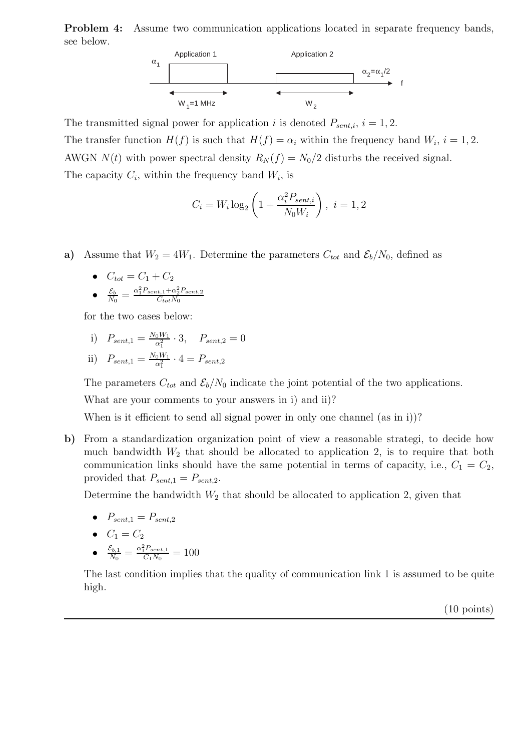**Problem 4:** Assume two communication applications located in separate frequency bands, see below.

The transmitted signal power for application $i$ is denoted $P_{sent,i}$, $i = 1, 2$.

The transfer function $H(f)$ is such that $H(f) = \alpha_i$ within the frequency band $W_i$, $i = 1, 2$.

AWGN $N(t)$ with power spectral density $R_N(f) = N_0/2$ disturbs the received signal.

The capacity $C_i$, within the frequency band $W_i$, is

$$C_i = W_i \log_2 \left( 1 + \frac{\alpha_i^2 P_{sent,i}}{N_0 W_i} \right), \ i = 1, 2$$

**a)** Assume that $W_2 = 4W_1$. Determine the parameters $C_{tot}$ and $\mathcal{E}_b/N_0$, defined as

- $C_{tot} = C_1 + C_2$
- $\frac{\mathcal{E}_b}{N_0} = \frac{\alpha_1^2 P_{sent,1} + \alpha_2^2 P_{sent,2}}{C_{tot} N_0}$

for the two cases below:

i) $P_{sent,1} = \frac{N_0 W_1}{\alpha_1^2} \cdot 3, \quad P_{sent,2} = 0$

ii) $P_{sent,1} = \frac{N_0 W_1}{\alpha_1^2} \cdot 4 = P_{sent,2}$

The parameters $C_{tot}$ and $\mathcal{E}_b/N_0$ indicate the joint potential of the two applications.

What are your comments to your answers in i) and ii)?

When is it efficient to send all signal power in only one channel (as in i))?

**b)** From a standardization organization point of view a reasonable strategi, to decide how much bandwidth $W_2$ that should be allocated to application 2, is to require that both communication links should have the same potential in terms of capacity, i.e., $C_1 = C_2$, provided that $P_{sent,1} = P_{sent,2}$.

Determine the bandwidth $W_2$ that should be allocated to application 2, given that

- $P_{sent,1} = P_{sent,2}$
- $C_1 = C_2$
- $\frac{\mathcal{E}_{b,1}}{N_0} = \frac{\alpha_1^2 P_{sent,1}}{C_1 N_0} = 100$

The last condition implies that the quality of communication link 1 is assumed to be quite high.

(10 points)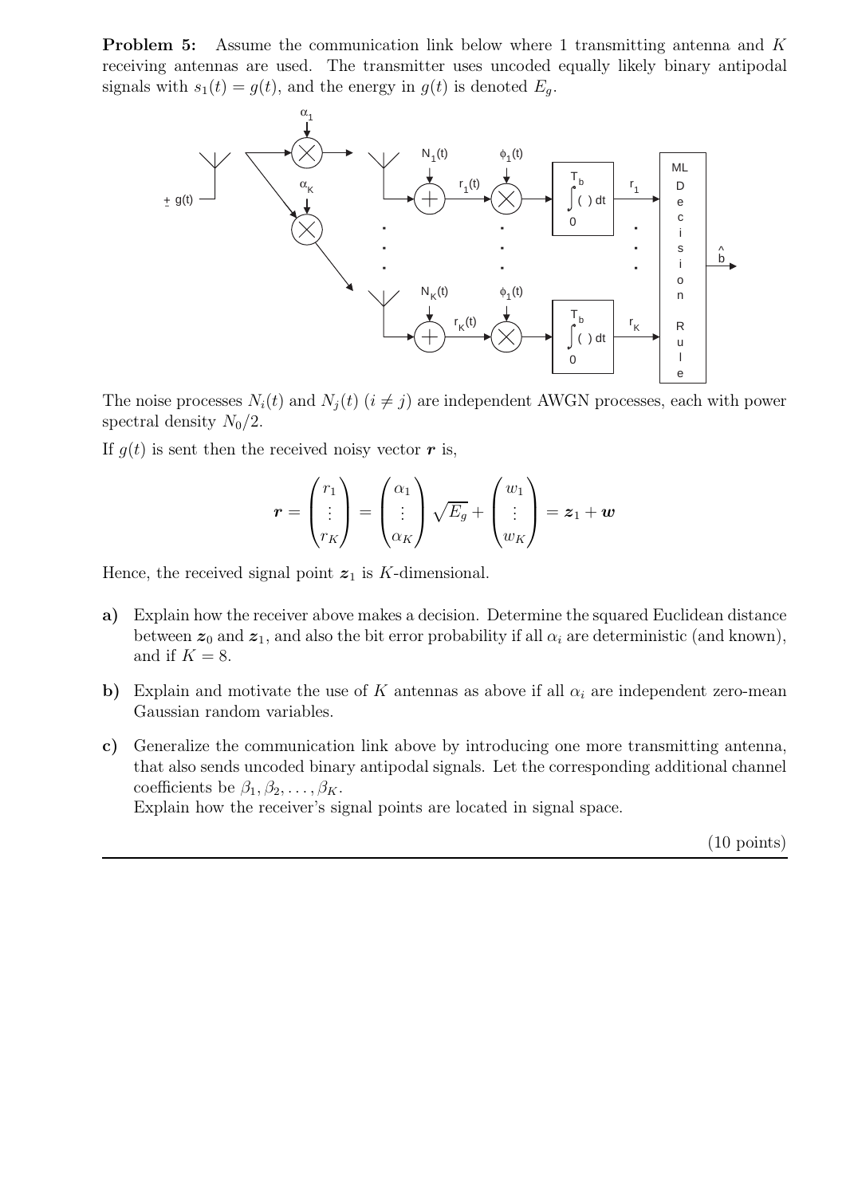**Problem 5:** Assume the communication link below where 1 transmitting antenna and $K$ receiving antennas are used. The transmitter uses uncoded equally likely binary antipodal signals with $s_1(t) = g(t)$, and the energy in $g(t)$ is denoted $E_g$.

$\alpha_1$

$\alpha_K$

$\pm$ g(t)

$N_1(t)$

$\phi_1(t)$

$r_1(t)$

$\int_0^{T_b} (\ ) \, dt$

$r_1$

$N_K(t)$

$\phi_1(t)$

$r_K(t)$

$\int_0^{T_b} (\ ) \, dt$

$r_K$

ML Decision Rule

$\hat{b}$

The noise processes $N_i(t)$ and $N_j(t)$ $(i \neq j)$ are independent AWGN processes, each with power spectral density $N_0/2$.

If $g(t)$ is sent then the received noisy vector $\boldsymbol{r}$ is,

$$\boldsymbol{r} = \begin{pmatrix} r_1 \\ \vdots \\ r_K \end{pmatrix} = \begin{pmatrix} \alpha_1 \\ \vdots \\ \alpha_K \end{pmatrix} \sqrt{E_g} + \begin{pmatrix} w_1 \\ \vdots \\ w_K \end{pmatrix} = \boldsymbol{z}_1 + \boldsymbol{w}$$

Hence, the received signal point $\boldsymbol{z}_1$ is $K$-dimensional.

**a)** Explain how the receiver above makes a decision. Determine the squared Euclidean distance between $\boldsymbol{z}_0$ and $\boldsymbol{z}_1$, and also the bit error probability if all $\alpha_i$ are deterministic (and known), and if $K = 8$.

**b)** Explain and motivate the use of $K$ antennas as above if all $\alpha_i$ are independent zero-mean Gaussian random variables.

**c)** Generalize the communication link above by introducing one more transmitting antenna, that also sends uncoded binary antipodal signals. Let the corresponding additional channel coefficients be $\beta_1, \beta_2, \ldots, \beta_K$.
Explain how the receiver's signal points are located in signal space.

(10 points)